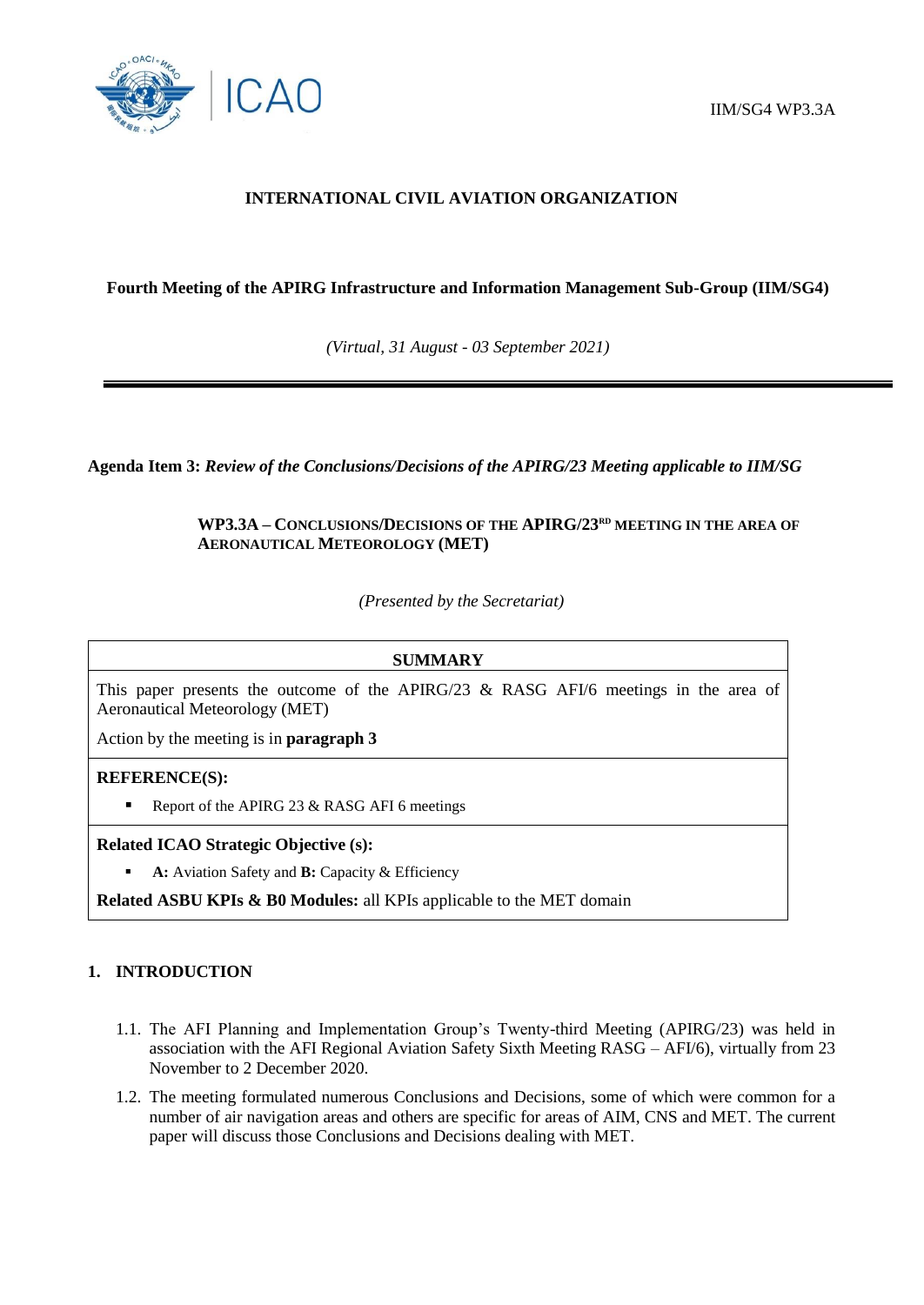IIM/SG4 WP3.3A

# INTERNATIONAL CIVIL AVIATION ORGANIZATION

## Fourth Meeting of the APIRG Infrastructure and Information Management Sub-Group (IIM/SG4)

*(Virtual, 31 August - 03 September 2021)*

---

**Agenda Item 3:** ***Review of the Conclusions/Decisions of the APIRG/23 Meeting applicable to IIM/SG***

**WP3.3A – CONCLUSIONS/DECISIONS OF THE APIRG/23RD MEETING IN THE AREA OF AERONAUTICAL METEOROLOGY (MET)**

*(Presented by the Secretariat)*

| **SUMMARY** |
|---|
| This paper presents the outcome of the APIRG/23 & RASG AFI/6 meetings in the area of Aeronautical Meteorology (MET)<br><br>Action by the meeting is in **paragraph 3** |
| **REFERENCE(S):**<br>▪ Report of the APIRG 23 & RASG AFI 6 meetings |
| **Related ICAO Strategic Objective (s):**<br>▪ **A:** Aviation Safety and **B:** Capacity & Efficiency<br><br>**Related ASBU KPIs & B0 Modules:** all KPIs applicable to the MET domain |

## 1. INTRODUCTION

1.1. The AFI Planning and Implementation Group's Twenty-third Meeting (APIRG/23) was held in association with the AFI Regional Aviation Safety Sixth Meeting RASG – AFI/6), virtually from 23 November to 2 December 2020.

1.2. The meeting formulated numerous Conclusions and Decisions, some of which were common for a number of air navigation areas and others are specific for areas of AIM, CNS and MET. The current paper will discuss those Conclusions and Decisions dealing with MET.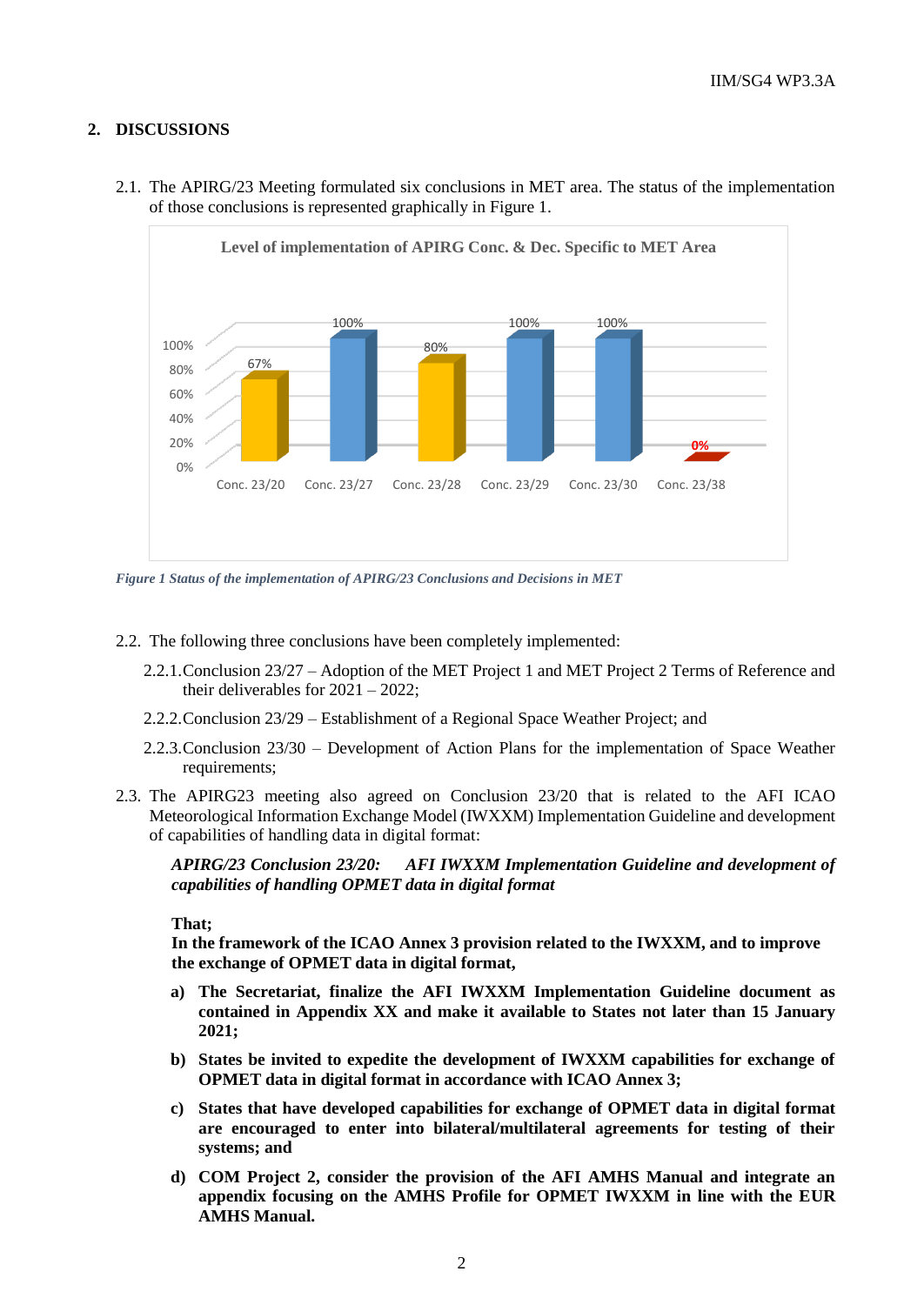## 2. DISCUSSIONS

2.1. The APIRG/23 Meeting formulated six conclusions in MET area. The status of the implementation of those conclusions is represented graphically in Figure 1.

**Level of implementation of APIRG Conc. & Dec. Specific to MET Area**

| Conclusion | Level of implementation |
| --- | --- |
| Conc. 23/20 | 67% |
| Conc. 23/27 | 100% |
| Conc. 23/28 | 80% |
| Conc. 23/29 | 100% |
| Conc. 23/30 | 100% |
| Conc. 23/38 | 0% |

*Figure 1 Status of the implementation of APIRG/23 Conclusions and Decisions in MET*

2.2. The following three conclusions have been completely implemented:

2.2.1. Conclusion 23/27 – Adoption of the MET Project 1 and MET Project 2 Terms of Reference and their deliverables for 2021 – 2022;

2.2.2. Conclusion 23/29 – Establishment of a Regional Space Weather Project; and

2.2.3. Conclusion 23/30 – Development of Action Plans for the implementation of Space Weather requirements;

2.3. The APIRG23 meeting also agreed on Conclusion 23/20 that is related to the AFI ICAO Meteorological Information Exchange Model (IWXXM) Implementation Guideline and development of capabilities of handling data in digital format:

***APIRG/23 Conclusion 23/20: AFI IWXXM Implementation Guideline and development of capabilities of handling OPMET data in digital format***

**That;**
**In the framework of the ICAO Annex 3 provision related to the IWXXM, and to improve the exchange of OPMET data in digital format,**

**a) The Secretariat, finalize the AFI IWXXM Implementation Guideline document as contained in Appendix XX and make it available to States not later than 15 January 2021;**

**b) States be invited to expedite the development of IWXXM capabilities for exchange of OPMET data in digital format in accordance with ICAO Annex 3;**

**c) States that have developed capabilities for exchange of OPMET data in digital format are encouraged to enter into bilateral/multilateral agreements for testing of their systems; and**

**d) COM Project 2, consider the provision of the AFI AMHS Manual and integrate an appendix focusing on the AMHS Profile for OPMET IWXXM in line with the EUR AMHS Manual.**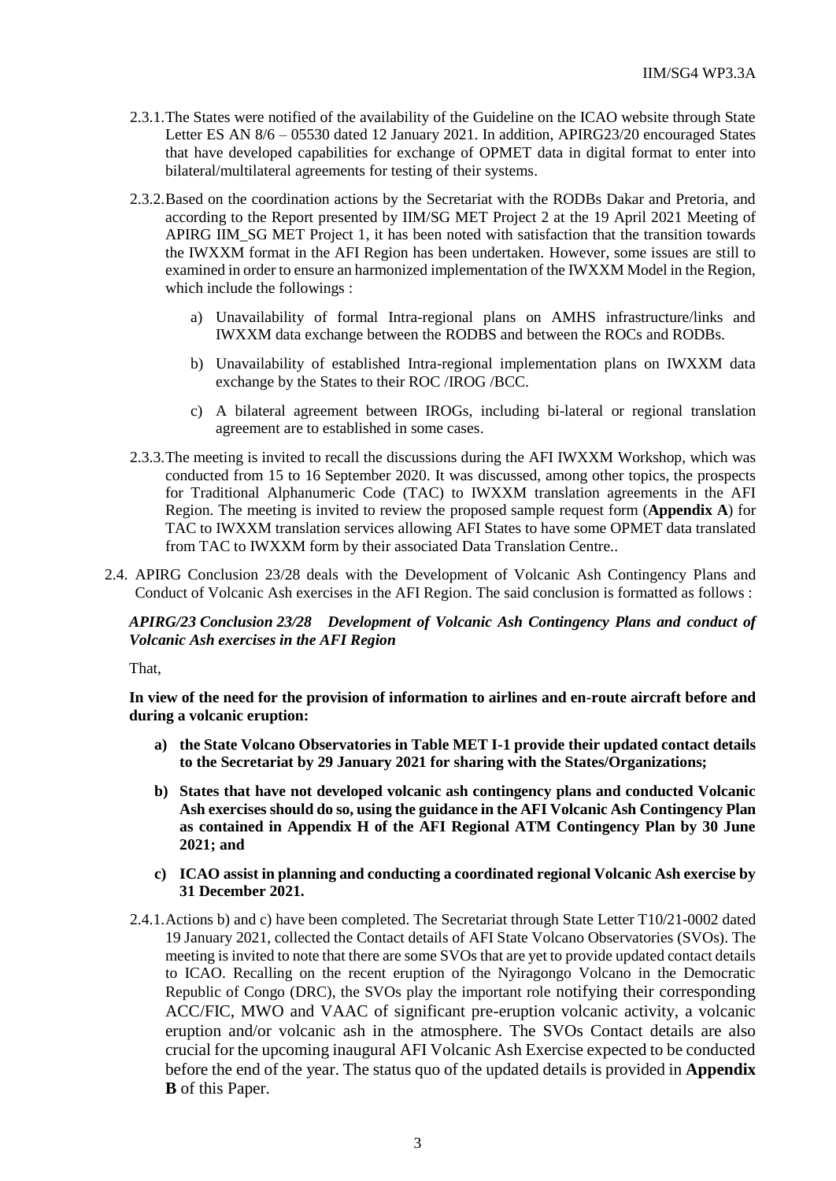2.3.1. The States were notified of the availability of the Guideline on the ICAO website through State Letter ES AN 8/6 – 05530 dated 12 January 2021. In addition, APIRG23/20 encouraged States that have developed capabilities for exchange of OPMET data in digital format to enter into bilateral/multilateral agreements for testing of their systems.

2.3.2. Based on the coordination actions by the Secretariat with the RODBs Dakar and Pretoria, and according to the Report presented by IIM/SG MET Project 2 at the 19 April 2021 Meeting of APIRG IIM_SG MET Project 1, it has been noted with satisfaction that the transition towards the IWXXM format in the AFI Region has been undertaken. However, some issues are still to examined in order to ensure an harmonized implementation of the IWXXM Model in the Region, which include the followings :

a) Unavailability of formal Intra-regional plans on AMHS infrastructure/links and IWXXM data exchange between the RODBS and between the ROCs and RODBs.

b) Unavailability of established Intra-regional implementation plans on IWXXM data exchange by the States to their ROC /IROG /BCC.

c) A bilateral agreement between IROGs, including bi-lateral or regional translation agreement are to established in some cases.

2.3.3. The meeting is invited to recall the discussions during the AFI IWXXM Workshop, which was conducted from 15 to 16 September 2020. It was discussed, among other topics, the prospects for Traditional Alphanumeric Code (TAC) to IWXXM translation agreements in the AFI Region. The meeting is invited to review the proposed sample request form (**Appendix A**) for TAC to IWXXM translation services allowing AFI States to have some OPMET data translated from TAC to IWXXM form by their associated Data Translation Centre..

2.4. APIRG Conclusion 23/28 deals with the Development of Volcanic Ash Contingency Plans and Conduct of Volcanic Ash exercises in the AFI Region. The said conclusion is formatted as follows :

***APIRG/23 Conclusion 23/28 Development of Volcanic Ash Contingency Plans and conduct of Volcanic Ash exercises in the AFI Region***

That,

**In view of the need for the provision of information to airlines and en-route aircraft before and during a volcanic eruption:**

**a) the State Volcano Observatories in Table MET I-1 provide their updated contact details to the Secretariat by 29 January 2021 for sharing with the States/Organizations;**

**b) States that have not developed volcanic ash contingency plans and conducted Volcanic Ash exercises should do so, using the guidance in the AFI Volcanic Ash Contingency Plan as contained in Appendix H of the AFI Regional ATM Contingency Plan by 30 June 2021; and**

**c) ICAO assist in planning and conducting a coordinated regional Volcanic Ash exercise by 31 December 2021.**

2.4.1. Actions b) and c) have been completed. The Secretariat through State Letter T10/21-0002 dated 19 January 2021, collected the Contact details of AFI State Volcano Observatories (SVOs). The meeting is invited to note that there are some SVOs that are yet to provide updated contact details to ICAO. Recalling on the recent eruption of the Nyiragongo Volcano in the Democratic Republic of Congo (DRC), the SVOs play the important role notifying their corresponding ACC/FIC, MWO and VAAC of significant pre-eruption volcanic activity, a volcanic eruption and/or volcanic ash in the atmosphere. The SVOs Contact details are also crucial for the upcoming inaugural AFI Volcanic Ash Exercise expected to be conducted before the end of the year. The status quo of the updated details is provided in **Appendix B** of this Paper.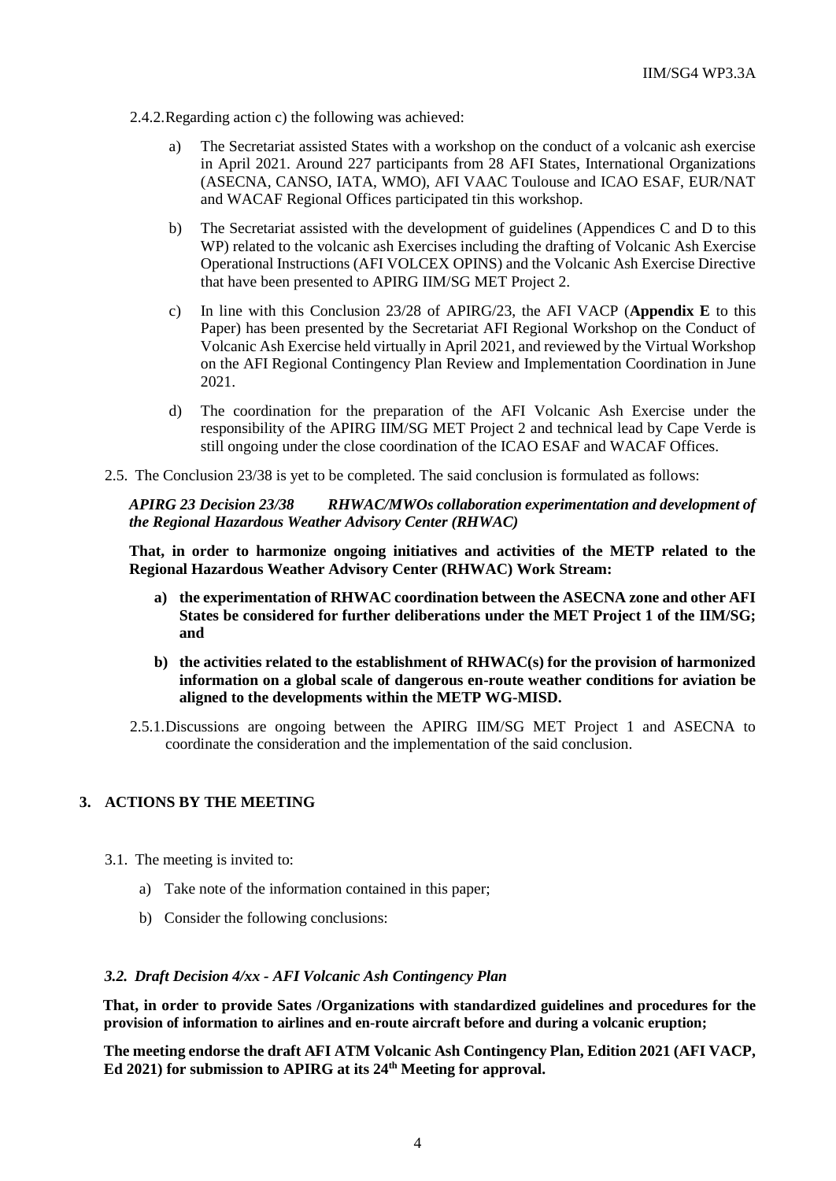2.4.2. Regarding action c) the following was achieved:

a) The Secretariat assisted States with a workshop on the conduct of a volcanic ash exercise in April 2021. Around 227 participants from 28 AFI States, International Organizations (ASECNA, CANSO, IATA, WMO), AFI VAAC Toulouse and ICAO ESAF, EUR/NAT and WACAF Regional Offices participated tin this workshop.

b) The Secretariat assisted with the development of guidelines (Appendices C and D to this WP) related to the volcanic ash Exercises including the drafting of Volcanic Ash Exercise Operational Instructions (AFI VOLCEX OPINS) and the Volcanic Ash Exercise Directive that have been presented to APIRG IIM/SG MET Project 2.

c) In line with this Conclusion 23/28 of APIRG/23, the AFI VACP (**Appendix E** to this Paper) has been presented by the Secretariat AFI Regional Workshop on the Conduct of Volcanic Ash Exercise held virtually in April 2021, and reviewed by the Virtual Workshop on the AFI Regional Contingency Plan Review and Implementation Coordination in June 2021.

d) The coordination for the preparation of the AFI Volcanic Ash Exercise under the responsibility of the APIRG IIM/SG MET Project 2 and technical lead by Cape Verde is still ongoing under the close coordination of the ICAO ESAF and WACAF Offices.

2.5. The Conclusion 23/38 is yet to be completed. The said conclusion is formulated as follows:

***APIRG 23 Decision 23/38 RHWAC/MWOs collaboration experimentation and development of the Regional Hazardous Weather Advisory Center (RHWAC)***

**That, in order to harmonize ongoing initiatives and activities of the METP related to the Regional Hazardous Weather Advisory Center (RHWAC) Work Stream:**

**a) the experimentation of RHWAC coordination between the ASECNA zone and other AFI States be considered for further deliberations under the MET Project 1 of the IIM/SG; and**

**b) the activities related to the establishment of RHWAC(s) for the provision of harmonized information on a global scale of dangerous en-route weather conditions for aviation be aligned to the developments within the METP WG-MISD.**

2.5.1. Discussions are ongoing between the APIRG IIM/SG MET Project 1 and ASECNA to coordinate the consideration and the implementation of the said conclusion.

## 3. ACTIONS BY THE MEETING

3.1. The meeting is invited to:

a) Take note of the information contained in this paper;

b) Consider the following conclusions:

***3.2. Draft Decision 4/xx - AFI Volcanic Ash Contingency Plan***

**That, in order to provide Sates /Organizations with standardized guidelines and procedures for the provision of information to airlines and en-route aircraft before and during a volcanic eruption;**

**The meeting endorse the draft AFI ATM Volcanic Ash Contingency Plan, Edition 2021 (AFI VACP, Ed 2021) for submission to APIRG at its 24th Meeting for approval.**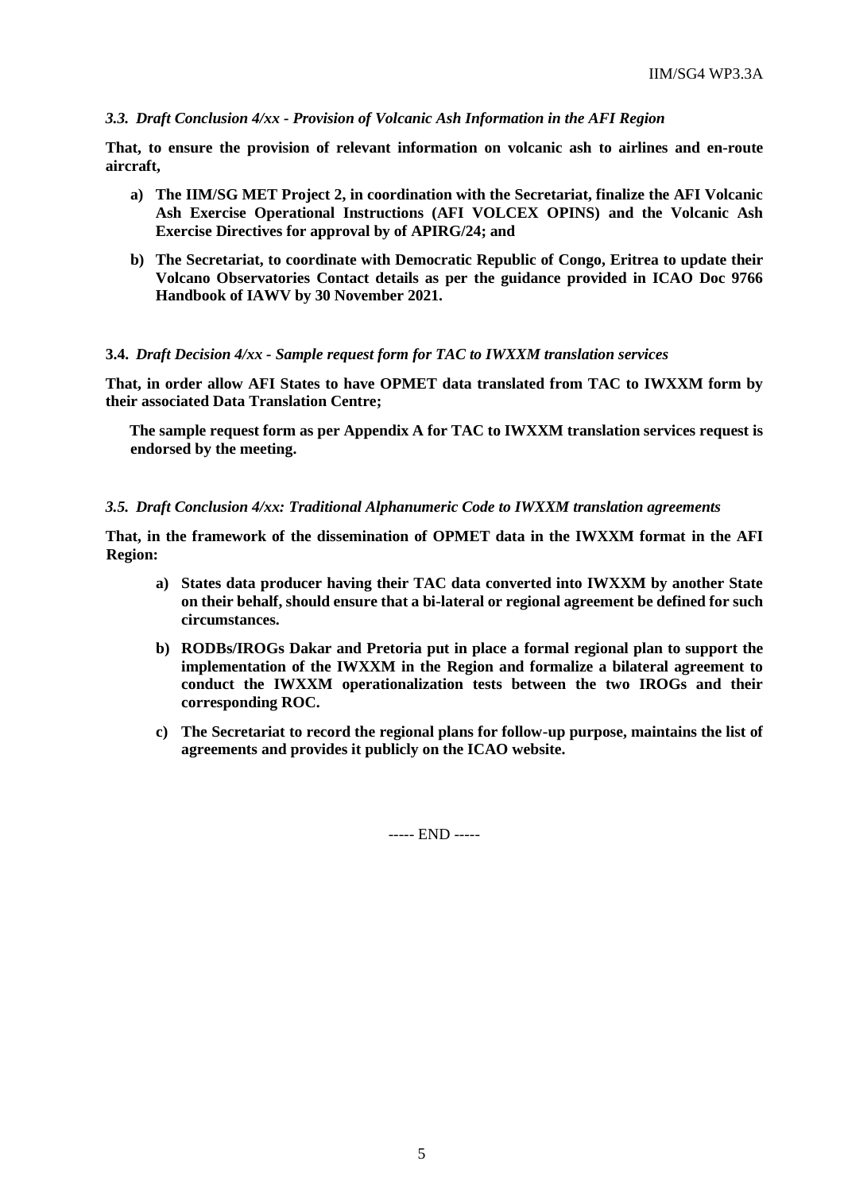*3.3. Draft Conclusion 4/xx - Provision of Volcanic Ash Information in the AFI Region*

**That, to ensure the provision of relevant information on volcanic ash to airlines and en-route aircraft,**

- **a) The IIM/SG MET Project 2, in coordination with the Secretariat, finalize the AFI Volcanic Ash Exercise Operational Instructions (AFI VOLCEX OPINS) and the Volcanic Ash Exercise Directives for approval by of APIRG/24; and**
- **b) The Secretariat, to coordinate with Democratic Republic of Congo, Eritrea to update their Volcano Observatories Contact details as per the guidance provided in ICAO Doc 9766 Handbook of IAWV by 30 November 2021.**

**3.4.** ***Draft Decision 4/xx - Sample request form for TAC to IWXXM translation services***

**That, in order allow AFI States to have OPMET data translated from TAC to IWXXM form by their associated Data Translation Centre;**

**The sample request form as per Appendix A for TAC to IWXXM translation services request is endorsed by the meeting.**

*3.5. Draft Conclusion 4/xx: Traditional Alphanumeric Code to IWXXM translation agreements*

**That, in the framework of the dissemination of OPMET data in the IWXXM format in the AFI Region:**

- **a) States data producer having their TAC data converted into IWXXM by another State on their behalf, should ensure that a bi-lateral or regional agreement be defined for such circumstances.**
- **b) RODBs/IROGs Dakar and Pretoria put in place a formal regional plan to support the implementation of the IWXXM in the Region and formalize a bilateral agreement to conduct the IWXXM operationalization tests between the two IROGs and their corresponding ROC.**
- **c) The Secretariat to record the regional plans for follow-up purpose, maintains the list of agreements and provides it publicly on the ICAO website.**

----- END -----